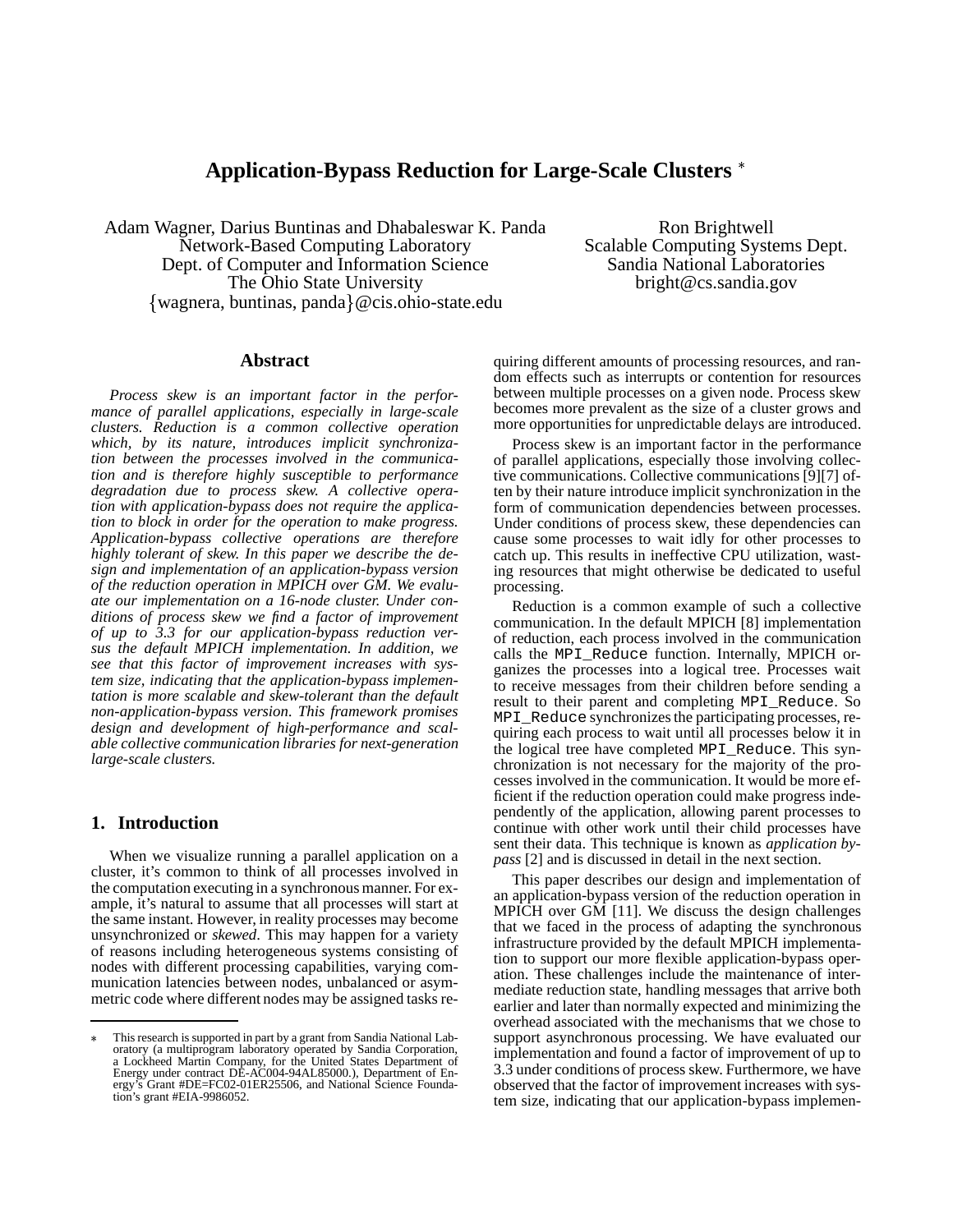# Application-Bypass Reduction for Large-Scale Clusters *

Adam Wagner, Darius Buntinas and Dhabaleswar K. Panda
Network-Based Computing Laboratory
Dept. of Computer and Information Science
The Ohio State University
{wagnera, buntinas, panda}@cis.ohio-state.edu

Ron Brightwell
Scalable Computing Systems Dept.
Sandia National Laboratories
bright@cs.sandia.gov

## Abstract

*Process skew is an important factor in the performance of parallel applications, especially in large-scale clusters. Reduction is a common collective operation which, by its nature, introduces implicit synchronization between the processes involved in the communication and is therefore highly susceptible to performance degradation due to process skew. A collective operation with application-bypass does not require the application to block in order for the operation to make progress. Application-bypass collective operations are therefore highly tolerant of skew. In this paper we describe the design and implementation of an application-bypass version of the reduction operation in MPICH over GM. We evaluate our implementation on a 16-node cluster. Under conditions of process skew we find a factor of improvement of up to 3.3 for our application-bypass reduction versus the default MPICH implementation. In addition, we see that this factor of improvement increases with system size, indicating that the application-bypass implementation is more scalable and skew-tolerant than the default non-application-bypass version. This framework promises design and development of high-performance and scalable collective communication libraries for next-generation large-scale clusters.*

## 1. Introduction

When we visualize running a parallel application on a cluster, it's common to think of all processes involved in the computation executing in a synchronous manner. For example, it's natural to assume that all processes will start at the same instant. However, in reality processes may become unsynchronized or *skewed*. This may happen for a variety of reasons including heterogeneous systems consisting of nodes with different processing capabilities, varying communication latencies between nodes, unbalanced or asymmetric code where different nodes may be assigned tasks requiring different amounts of processing resources, and random effects such as interrupts or contention for resources between multiple processes on a given node. Process skew becomes more prevalent as the size of a cluster grows and more opportunities for unpredictable delays are introduced.

Process skew is an important factor in the performance of parallel applications, especially those involving collective communications. Collective communications [9][7] often by their nature introduce implicit synchronization in the form of communication dependencies between processes. Under conditions of process skew, these dependencies can cause some processes to wait idly for other processes to catch up. This results in ineffective CPU utilization, wasting resources that might otherwise be dedicated to useful processing.

Reduction is a common example of such a collective communication. In the default MPICH [8] implementation of reduction, each process involved in the communication calls the `MPI_Reduce` function. Internally, MPICH organizes the processes into a logical tree. Processes wait to receive messages from their children before sending a result to their parent and completing `MPI_Reduce`. So `MPI_Reduce` synchronizes the participating processes, requiring each process to wait until all processes below it in the logical tree have completed `MPI_Reduce`. This synchronization is not necessary for the majority of the processes involved in the communication. It would be more efficient if the reduction operation could make progress independently of the application, allowing parent processes to continue with other work until their child processes have sent their data. This technique is known as *application bypass* [2] and is discussed in detail in the next section.

This paper describes our design and implementation of an application-bypass version of the reduction operation in MPICH over GM [11]. We discuss the design challenges that we faced in the process of adapting the synchronous infrastructure provided by the default MPICH implementation to support our more flexible application-bypass operation. These challenges include the maintenance of intermediate reduction state, handling messages that arrive both earlier and later than normally expected and minimizing the overhead associated with the mechanisms that we chose to support asynchronous processing. We have evaluated our implementation and found a factor of improvement of up to 3.3 under conditions of process skew. Furthermore, we have observed that the factor of improvement increases with system size, indicating that our application-bypass implemen-

---

* This research is supported in part by a grant from Sandia National Laboratory (a multiprogram laboratory operated by Sandia Corporation, a Lockheed Martin Company, for the United States Department of Energy under contract DE-AC004-94AL85000.), Department of Energy's Grant #DE=FC02-01ER25506, and National Science Foundation's grant #EIA-9986052.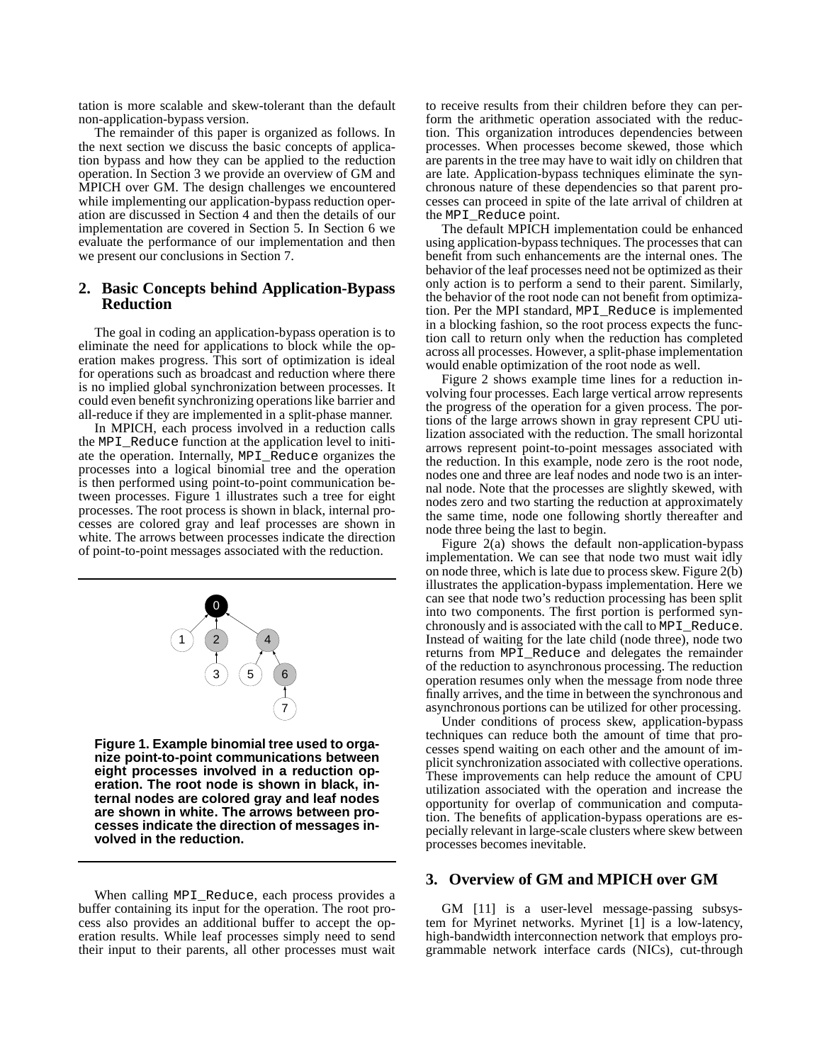tation is more scalable and skew-tolerant than the default non-application-bypass version.

The remainder of this paper is organized as follows. In the next section we discuss the basic concepts of application bypass and how they can be applied to the reduction operation. In Section 3 we provide an overview of GM and MPICH over GM. The design challenges we encountered while implementing our application-bypass reduction operation are discussed in Section 4 and then the details of our implementation are covered in Section 5. In Section 6 we evaluate the performance of our implementation and then we present our conclusions in Section 7.

## 2. Basic Concepts behind Application-Bypass Reduction

The goal in coding an application-bypass operation is to eliminate the need for applications to block while the operation makes progress. This sort of optimization is ideal for operations such as broadcast and reduction where there is no implied global synchronization between processes. It could even benefit synchronizing operations like barrier and all-reduce if they are implemented in a split-phase manner.

In MPICH, each process involved in a reduction calls the MPI_Reduce function at the application level to initiate the operation. Internally, MPI_Reduce organizes the processes into a logical binomial tree and the operation is then performed using point-to-point communication between processes. Figure 1 illustrates such a tree for eight processes. The root process is shown in black, internal processes are colored gray and leaf processes are shown in white. The arrows between processes indicate the direction of point-to-point messages associated with the reduction.

**Figure 1. Example binomial tree used to organize point-to-point communications between eight processes involved in a reduction operation. The root node is shown in black, internal nodes are colored gray and leaf nodes are shown in white. The arrows between processes indicate the direction of messages involved in the reduction.**

When calling MPI_Reduce, each process provides a buffer containing its input for the operation. The root process also provides an additional buffer to accept the operation results. While leaf processes simply need to send their input to their parents, all other processes must wait to receive results from their children before they can perform the arithmetic operation associated with the reduction. This organization introduces dependencies between processes. When processes become skewed, those which are parents in the tree may have to wait idly on children that are late. Application-bypass techniques eliminate the synchronous nature of these dependencies so that parent processes can proceed in spite of the late arrival of children at the MPI_Reduce point.

The default MPICH implementation could be enhanced using application-bypass techniques. The processes that can benefit from such enhancements are the internal ones. The behavior of the leaf processes need not be optimized as their only action is to perform a send to their parent. Similarly, the behavior of the root node can not benefit from optimization. Per the MPI standard, MPI_Reduce is implemented in a blocking fashion, so the root process expects the function call to return only when the reduction has completed across all processes. However, a split-phase implementation would enable optimization of the root node as well.

Figure 2 shows example time lines for a reduction involving four processes. Each large vertical arrow represents the progress of the operation for a given process. The portions of the large arrows shown in gray represent CPU utilization associated with the reduction. The small horizontal arrows represent point-to-point messages associated with the reduction. In this example, node zero is the root node, nodes one and three are leaf nodes and node two is an internal node. Note that the processes are slightly skewed, with nodes zero and two starting the reduction at approximately the same time, node one following shortly thereafter and node three being the last to begin.

Figure 2(a) shows the default non-application-bypass implementation. We can see that node two must wait idly on node three, which is late due to process skew. Figure 2(b) illustrates the application-bypass implementation. Here we can see that node two's reduction processing has been split into two components. The first portion is performed synchronously and is associated with the call to MPI_Reduce. Instead of waiting for the late child (node three), node two returns from MPI_Reduce and delegates the remainder of the reduction to asynchronous processing. The reduction operation resumes only when the message from node three finally arrives, and the time in between the synchronous and asynchronous portions can be utilized for other processing.

Under conditions of process skew, application-bypass techniques can reduce both the amount of time that processes spend waiting on each other and the amount of implicit synchronization associated with collective operations. These improvements can help reduce the amount of CPU utilization associated with the operation and increase the opportunity for overlap of communication and computation. The benefits of application-bypass operations are especially relevant in large-scale clusters where skew between processes becomes inevitable.

## 3. Overview of GM and MPICH over GM

GM [11] is a user-level message-passing subsystem for Myrinet networks. Myrinet [1] is a low-latency, high-bandwidth interconnection network that employs programmable network interface cards (NICs), cut-through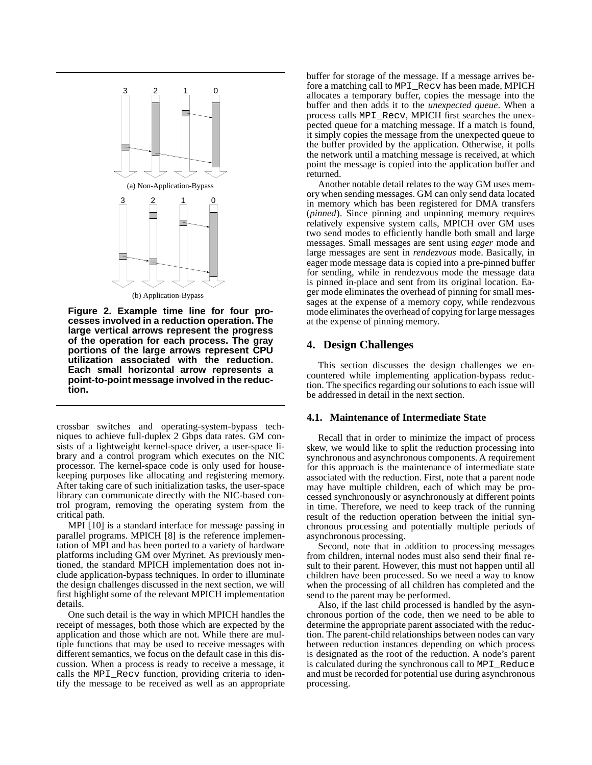(a) Non-Application-Bypass

(b) Application-Bypass

**Figure 2. Example time line for four processes involved in a reduction operation. The large vertical arrows represent the progress of the operation for each process. The gray portions of the large arrows represent CPU utilization associated with the reduction. Each small horizontal arrow represents a point-to-point message involved in the reduction.**

crossbar switches and operating-system-bypass techniques to achieve full-duplex 2 Gbps data rates. GM consists of a lightweight kernel-space driver, a user-space library and a control program which executes on the NIC processor. The kernel-space code is only used for housekeeping purposes like allocating and registering memory. After taking care of such initialization tasks, the user-space library can communicate directly with the NIC-based control program, removing the operating system from the critical path.

MPI [10] is a standard interface for message passing in parallel programs. MPICH [8] is the reference implementation of MPI and has been ported to a variety of hardware platforms including GM over Myrinet. As previously mentioned, the standard MPICH implementation does not include application-bypass techniques. In order to illuminate the design challenges discussed in the next section, we will first highlight some of the relevant MPICH implementation details.

One such detail is the way in which MPICH handles the receipt of messages, both those which are expected by the application and those which are not. While there are multiple functions that may be used to receive messages with different semantics, we focus on the default case in this discussion. When a process is ready to receive a message, it calls the `MPI_Recv` function, providing criteria to identify the message to be received as well as an appropriate buffer for storage of the message. If a message arrives before a matching call to `MPI_Recv` has been made, MPICH allocates a temporary buffer, copies the message into the buffer and then adds it to the *unexpected queue*. When a process calls `MPI_Recv`, MPICH first searches the unexpected queue for a matching message. If a match is found, it simply copies the message from the unexpected queue to the buffer provided by the application. Otherwise, it polls the network until a matching message is received, at which point the message is copied into the application buffer and returned.

Another notable detail relates to the way GM uses memory when sending messages. GM can only send data located in memory which has been registered for DMA transfers (*pinned*). Since pinning and unpinning memory requires relatively expensive system calls, MPICH over GM uses two send modes to efficiently handle both small and large messages. Small messages are sent using *eager* mode and large messages are sent in *rendezvous* mode. Basically, in eager mode message data is copied into a pre-pinned buffer for sending, while in rendezvous mode the message data is pinned in-place and sent from its original location. Eager mode eliminates the overhead of pinning for small messages at the expense of a memory copy, while rendezvous mode eliminates the overhead of copying for large messages at the expense of pinning memory.

## 4. Design Challenges

This section discusses the design challenges we encountered while implementing application-bypass reduction. The specifics regarding our solutions to each issue will be addressed in detail in the next section.

### 4.1. Maintenance of Intermediate State

Recall that in order to minimize the impact of process skew, we would like to split the reduction processing into synchronous and asynchronous components. A requirement for this approach is the maintenance of intermediate state associated with the reduction. First, note that a parent node may have multiple children, each of which may be processed synchronously or asynchronously at different points in time. Therefore, we need to keep track of the running result of the reduction operation between the initial synchronous processing and potentially multiple periods of asynchronous processing.

Second, note that in addition to processing messages from children, internal nodes must also send their final result to their parent. However, this must not happen until all children have been processed. So we need a way to know when the processing of all children has completed and the send to the parent may be performed.

Also, if the last child processed is handled by the asynchronous portion of the code, then we need to be able to determine the appropriate parent associated with the reduction. The parent-child relationships between nodes can vary between reduction instances depending on which process is designated as the root of the reduction. A node's parent is calculated during the synchronous call to `MPI_Reduce` and must be recorded for potential use during asynchronous processing.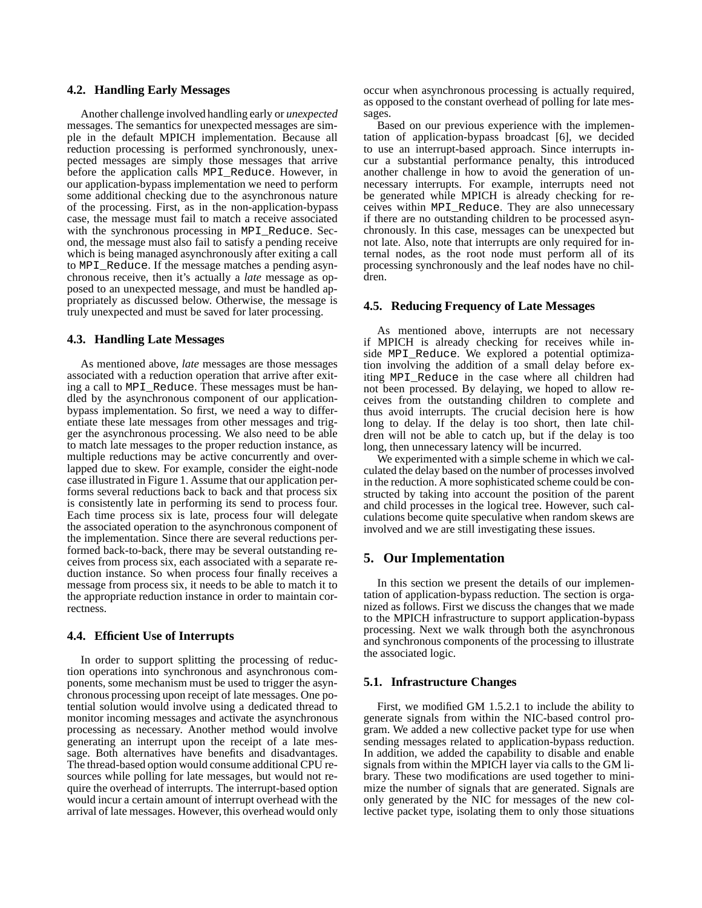### 4.2. Handling Early Messages

Another challenge involved handling early or *unexpected* messages. The semantics for unexpected messages are simple in the default MPICH implementation. Because all reduction processing is performed synchronously, unexpected messages are simply those messages that arrive before the application calls `MPI_Reduce`. However, in our application-bypass implementation we need to perform some additional checking due to the asynchronous nature of the processing. First, as in the non-application-bypass case, the message must fail to match a receive associated with the synchronous processing in `MPI_Reduce`. Second, the message must also fail to satisfy a pending receive which is being managed asynchronously after exiting a call to `MPI_Reduce`. If the message matches a pending asynchronous receive, then it's actually a *late* message as opposed to an unexpected message, and must be handled appropriately as discussed below. Otherwise, the message is truly unexpected and must be saved for later processing.

### 4.3. Handling Late Messages

As mentioned above, *late* messages are those messages associated with a reduction operation that arrive after exiting a call to `MPI_Reduce`. These messages must be handled by the asynchronous component of our application-bypass implementation. So first, we need a way to differentiate these late messages from other messages and trigger the asynchronous processing. We also need to be able to match late messages to the proper reduction instance, as multiple reductions may be active concurrently and overlapped due to skew. For example, consider the eight-node case illustrated in Figure 1. Assume that our application performs several reductions back to back and that process six is consistently late in performing its send to process four. Each time process six is late, process four will delegate the associated operation to the asynchronous component of the implementation. Since there are several reductions performed back-to-back, there may be several outstanding receives from process six, each associated with a separate reduction instance. So when process four finally receives a message from process six, it needs to be able to match it to the appropriate reduction instance in order to maintain correctness.

### 4.4. Efficient Use of Interrupts

In order to support splitting the processing of reduction operations into synchronous and asynchronous components, some mechanism must be used to trigger the asynchronous processing upon receipt of late messages. One potential solution would involve using a dedicated thread to monitor incoming messages and activate the asynchronous processing as necessary. Another method would involve generating an interrupt upon the receipt of a late message. Both alternatives have benefits and disadvantages. The thread-based option would consume additional CPU resources while polling for late messages, but would not require the overhead of interrupts. The interrupt-based option would incur a certain amount of interrupt overhead with the arrival of late messages. However, this overhead would only occur when asynchronous processing is actually required, as opposed to the constant overhead of polling for late messages.

Based on our previous experience with the implementation of application-bypass broadcast [6], we decided to use an interrupt-based approach. Since interrupts incur a substantial performance penalty, this introduced another challenge in how to avoid the generation of unnecessary interrupts. For example, interrupts need not be generated while MPICH is already checking for receives within `MPI_Reduce`. They are also unnecessary if there are no outstanding children to be processed asynchronously. In this case, messages can be unexpected but not late. Also, note that interrupts are only required for internal nodes, as the root node must perform all of its processing synchronously and the leaf nodes have no children.

### 4.5. Reducing Frequency of Late Messages

As mentioned above, interrupts are not necessary if MPICH is already checking for receives while inside `MPI_Reduce`. We explored a potential optimization involving the addition of a small delay before exiting `MPI_Reduce` in the case where all children had not been processed. By delaying, we hoped to allow receives from the outstanding children to complete and thus avoid interrupts. The crucial decision here is how long to delay. If the delay is too short, then late children will not be able to catch up, but if the delay is too long, then unnecessary latency will be incurred.

We experimented with a simple scheme in which we calculated the delay based on the number of processes involved in the reduction. A more sophisticated scheme could be constructed by taking into account the position of the parent and child processes in the logical tree. However, such calculations become quite speculative when random skews are involved and we are still investigating these issues.

## 5. Our Implementation

In this section we present the details of our implementation of application-bypass reduction. The section is organized as follows. First we discuss the changes that we made to the MPICH infrastructure to support application-bypass processing. Next we walk through both the asynchronous and synchronous components of the processing to illustrate the associated logic.

### 5.1. Infrastructure Changes

First, we modified GM 1.5.2.1 to include the ability to generate signals from within the NIC-based control program. We added a new collective packet type for use when sending messages related to application-bypass reduction. In addition, we added the capability to disable and enable signals from within the MPICH layer via calls to the GM library. These two modifications are used together to minimize the number of signals that are generated. Signals are only generated by the NIC for messages of the new collective packet type, isolating them to only those situations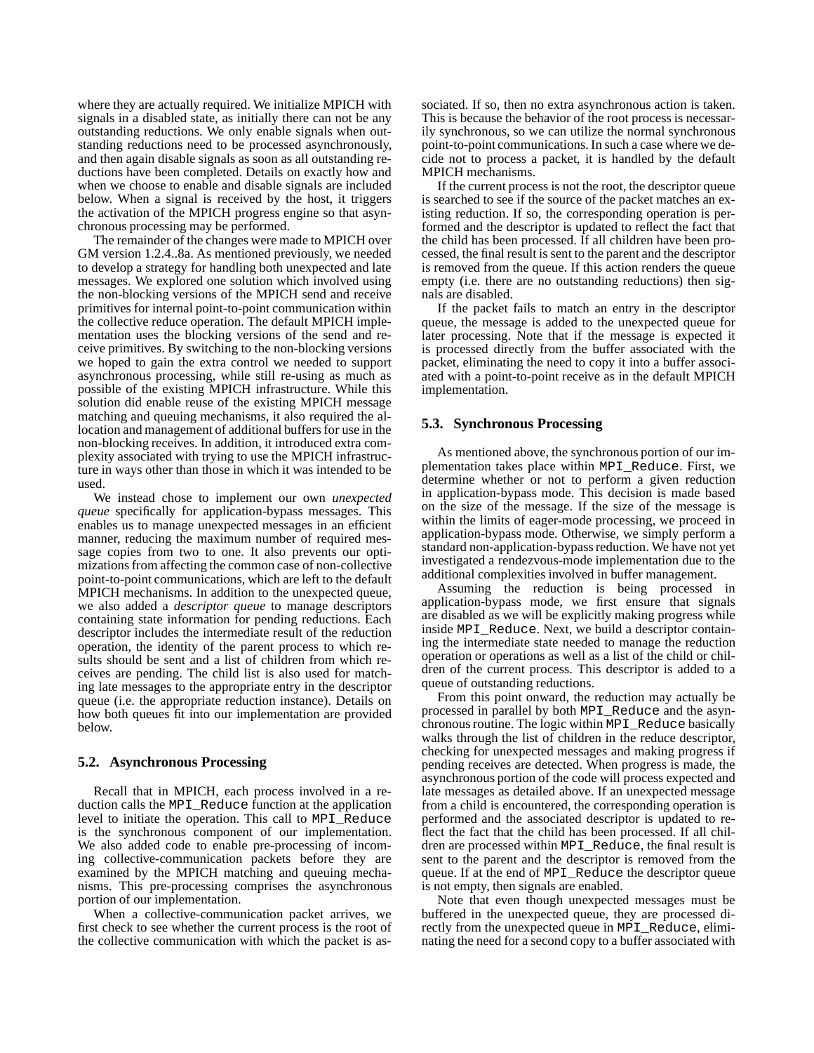where they are actually required. We initialize MPICH with signals in a disabled state, as initially there can not be any outstanding reductions. We only enable signals when outstanding reductions need to be processed asynchronously, and then again disable signals as soon as all outstanding reductions have been completed. Details on exactly how and when we choose to enable and disable signals are included below. When a signal is received by the host, it triggers the activation of the MPICH progress engine so that asynchronous processing may be performed.

The remainder of the changes were made to MPICH over GM version 1.2.4..8a. As mentioned previously, we needed to develop a strategy for handling both unexpected and late messages. We explored one solution which involved using the non-blocking versions of the MPICH send and receive primitives for internal point-to-point communication within the collective reduce operation. The default MPICH implementation uses the blocking versions of the send and receive primitives. By switching to the non-blocking versions we hoped to gain the extra control we needed to support asynchronous processing, while still re-using as much as possible of the existing MPICH infrastructure. While this solution did enable reuse of the existing MPICH message matching and queuing mechanisms, it also required the allocation and management of additional buffers for use in the non-blocking receives. In addition, it introduced extra complexity associated with trying to use the MPICH infrastructure in ways other than those in which it was intended to be used.

We instead chose to implement our own *unexpected queue* specifically for application-bypass messages. This enables us to manage unexpected messages in an efficient manner, reducing the maximum number of required message copies from two to one. It also prevents our optimizations from affecting the common case of non-collective point-to-point communications, which are left to the default MPICH mechanisms. In addition to the unexpected queue, we also added a *descriptor queue* to manage descriptors containing state information for pending reductions. Each descriptor includes the intermediate result of the reduction operation, the identity of the parent process to which results should be sent and a list of children from which receives are pending. The child list is also used for matching late messages to the appropriate entry in the descriptor queue (i.e. the appropriate reduction instance). Details on how both queues fit into our implementation are provided below.

### 5.2. Asynchronous Processing

Recall that in MPICH, each process involved in a reduction calls the `MPI_Reduce` function at the application level to initiate the operation. This call to `MPI_Reduce` is the synchronous component of our implementation. We also added code to enable pre-processing of incoming collective-communication packets before they are examined by the MPICH matching and queuing mechanisms. This pre-processing comprises the asynchronous portion of our implementation.

When a collective-communication packet arrives, we first check to see whether the current process is the root of the collective communication with which the packet is associated. If so, then no extra asynchronous action is taken. This is because the behavior of the root process is necessarily synchronous, so we can utilize the normal synchronous point-to-point communications. In such a case where we decide not to process a packet, it is handled by the default MPICH mechanisms.

If the current process is not the root, the descriptor queue is searched to see if the source of the packet matches an existing reduction. If so, the corresponding operation is performed and the descriptor is updated to reflect the fact that the child has been processed. If all children have been processed, the final result is sent to the parent and the descriptor is removed from the queue. If this action renders the queue empty (i.e. there are no outstanding reductions) then signals are disabled.

If the packet fails to match an entry in the descriptor queue, the message is added to the unexpected queue for later processing. Note that if the message is expected it is processed directly from the buffer associated with the packet, eliminating the need to copy it into a buffer associated with a point-to-point receive as in the default MPICH implementation.

### 5.3. Synchronous Processing

As mentioned above, the synchronous portion of our implementation takes place within `MPI_Reduce`. First, we determine whether or not to perform a given reduction in application-bypass mode. This decision is made based on the size of the message. If the size of the message is within the limits of eager-mode processing, we proceed in application-bypass mode. Otherwise, we simply perform a standard non-application-bypass reduction. We have not yet investigated a rendezvous-mode implementation due to the additional complexities involved in buffer management.

Assuming the reduction is being processed in application-bypass mode, we first ensure that signals are disabled as we will be explicitly making progress while inside `MPI_Reduce`. Next, we build a descriptor containing the intermediate state needed to manage the reduction operation or operations as well as a list of the child or children of the current process. This descriptor is added to a queue of outstanding reductions.

From this point onward, the reduction may actually be processed in parallel by both `MPI_Reduce` and the asynchronous routine. The logic within `MPI_Reduce` basically walks through the list of children in the reduce descriptor, checking for unexpected messages and making progress if pending receives are detected. When progress is made, the asynchronous portion of the code will process expected and late messages as detailed above. If an unexpected message from a child is encountered, the corresponding operation is performed and the associated descriptor is updated to reflect the fact that the child has been processed. If all children are processed within `MPI_Reduce`, the final result is sent to the parent and the descriptor is removed from the queue. If at the end of `MPI_Reduce` the descriptor queue is not empty, then signals are enabled.

Note that even though unexpected messages must be buffered in the unexpected queue, they are processed directly from the unexpected queue in `MPI_Reduce`, eliminating the need for a second copy to a buffer associated with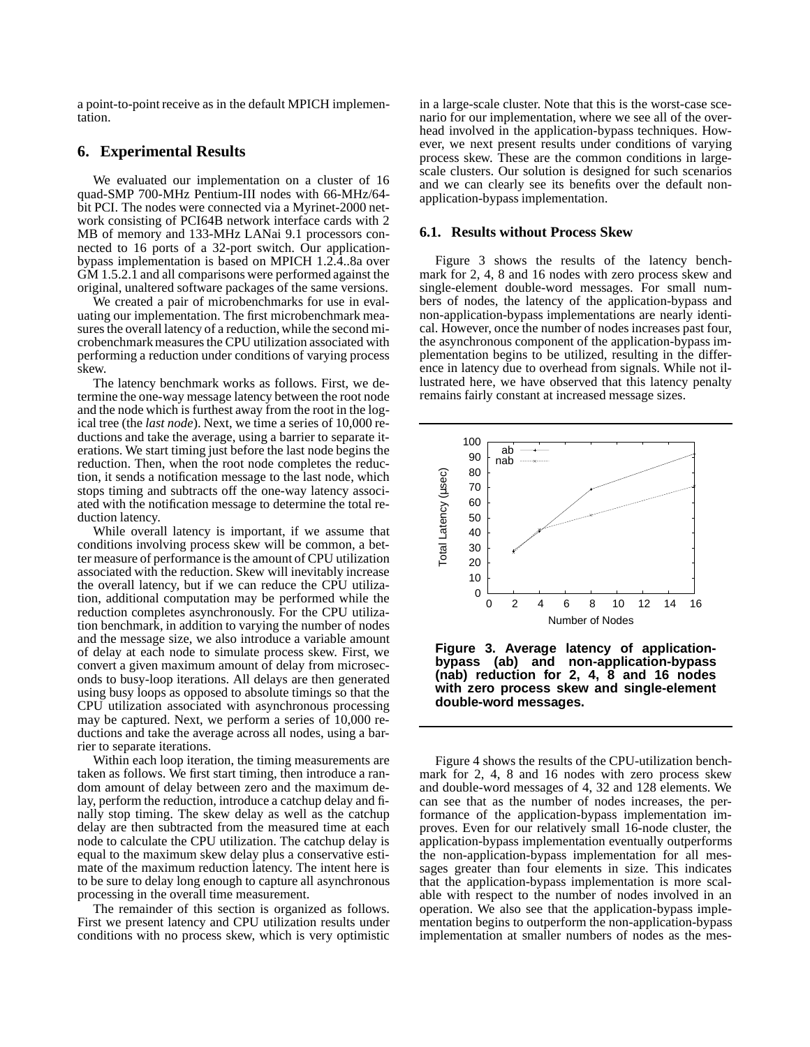a point-to-point receive as in the default MPICH implementation.

## 6. Experimental Results

We evaluated our implementation on a cluster of 16 quad-SMP 700-MHz Pentium-III nodes with 66-MHz/64-bit PCI. The nodes were connected via a Myrinet-2000 network consisting of PCI64B network interface cards with 2 MB of memory and 133-MHz LANai 9.1 processors connected to 16 ports of a 32-port switch. Our application-bypass implementation is based on MPICH 1.2.4..8a over GM 1.5.2.1 and all comparisons were performed against the original, unaltered software packages of the same versions.

We created a pair of microbenchmarks for use in evaluating our implementation. The first microbenchmark measures the overall latency of a reduction, while the second microbenchmark measures the CPU utilization associated with performing a reduction under conditions of varying process skew.

The latency benchmark works as follows. First, we determine the one-way message latency between the root node and the node which is furthest away from the root in the logical tree (the *last node*). Next, we time a series of 10,000 reductions and take the average, using a barrier to separate iterations. We start timing just before the last node begins the reduction. Then, when the root node completes the reduction, it sends a notification message to the last node, which stops timing and subtracts off the one-way latency associated with the notification message to determine the total reduction latency.

While overall latency is important, if we assume that conditions involving process skew will be common, a better measure of performance is the amount of CPU utilization associated with the reduction. Skew will inevitably increase the overall latency, but if we can reduce the CPU utilization, additional computation may be performed while the reduction completes asynchronously. For the CPU utilization benchmark, in addition to varying the number of nodes and the message size, we also introduce a variable amount of delay at each node to simulate process skew. First, we convert a given maximum amount of delay from microseconds to busy-loop iterations. All delays are then generated using busy loops as opposed to absolute timings so that the CPU utilization associated with asynchronous processing may be captured. Next, we perform a series of 10,000 reductions and take the average across all nodes, using a barrier to separate iterations.

Within each loop iteration, the timing measurements are taken as follows. We first start timing, then introduce a random amount of delay between zero and the maximum delay, perform the reduction, introduce a catchup delay and finally stop timing. The skew delay as well as the catchup delay are then subtracted from the measured time at each node to calculate the CPU utilization. The catchup delay is equal to the maximum skew delay plus a conservative estimate of the maximum reduction latency. The intent here is to be sure to delay long enough to capture all asynchronous processing in the overall time measurement.

The remainder of this section is organized as follows. First we present latency and CPU utilization results under conditions with no process skew, which is very optimistic in a large-scale cluster. Note that this is the worst-case scenario for our implementation, where we see all of the overhead involved in the application-bypass techniques. However, we next present results under conditions of varying process skew. These are the common conditions in large-scale clusters. Our solution is designed for such scenarios and we can clearly see its benefits over the default non-application-bypass implementation.

### 6.1. Results without Process Skew

Figure 3 shows the results of the latency benchmark for 2, 4, 8 and 16 nodes with zero process skew and single-element double-word messages. For small numbers of nodes, the latency of the application-bypass and non-application-bypass implementations are nearly identical. However, once the number of nodes increases past four, the asynchronous component of the application-bypass implementation begins to be utilized, resulting in the difference in latency due to overhead from signals. While not illustrated here, we have observed that this latency penalty remains fairly constant at increased message sizes.

Total Latency (μsec)
100
90
80
70
60
50
40
30
20
10
0
0 2 4 6 8 10 12 14 16
Number of Nodes
ab
nab

**Figure 3. Average latency of application-bypass (ab) and non-application-bypass (nab) reduction for 2, 4, 8 and 16 nodes with zero process skew and single-element double-word messages.**

Figure 4 shows the results of the CPU-utilization benchmark for 2, 4, 8 and 16 nodes with zero process skew and double-word messages of 4, 32 and 128 elements. We can see that as the number of nodes increases, the performance of the application-bypass implementation improves. Even for our relatively small 16-node cluster, the application-bypass implementation eventually outperforms the non-application-bypass implementation for all messages greater than four elements in size. This indicates that the application-bypass implementation is more scalable with respect to the number of nodes involved in an operation. We also see that the application-bypass implementation begins to outperform the non-application-bypass implementation at smaller numbers of nodes as the mes-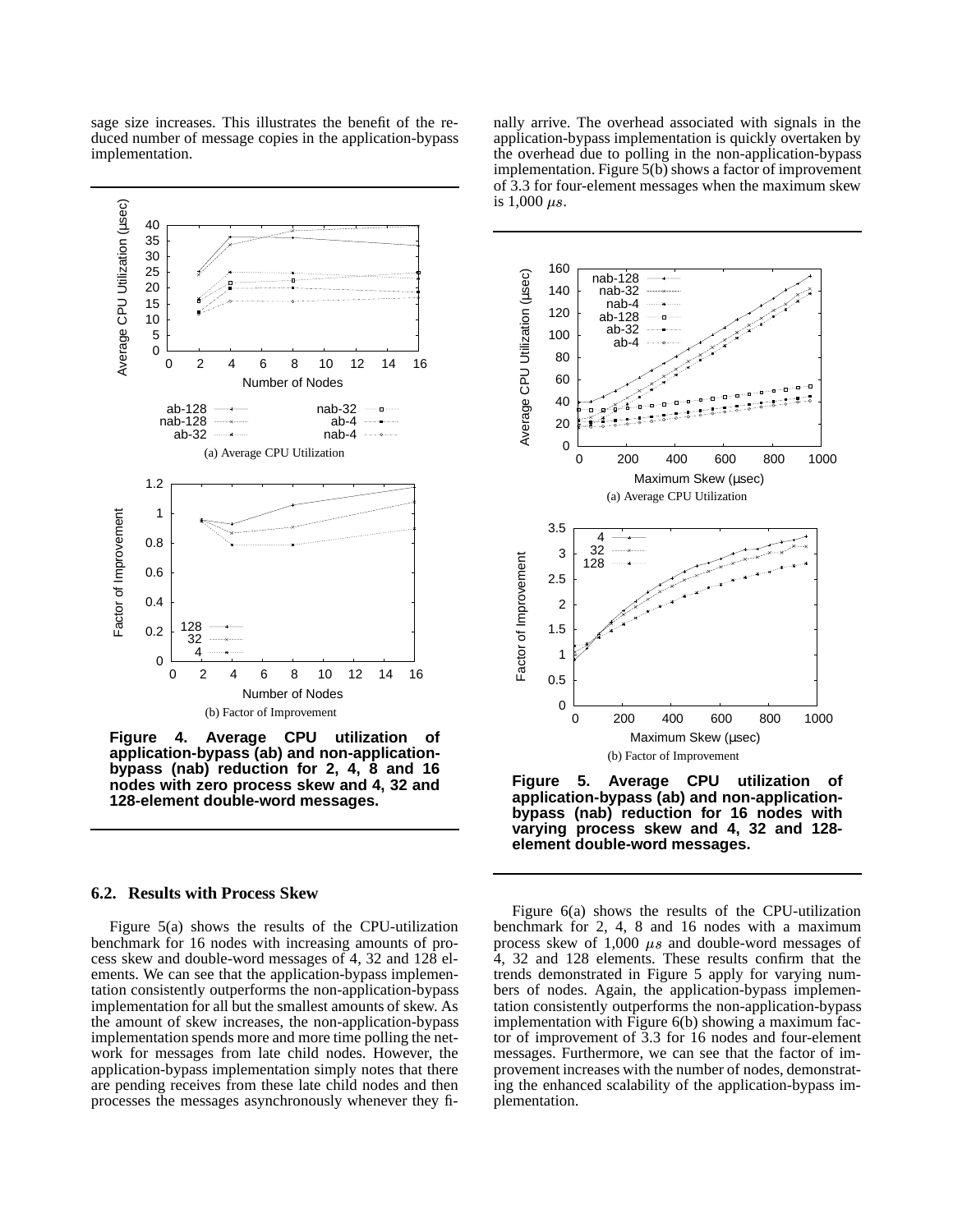sage size increases. This illustrates the benefit of the reduced number of message copies in the application-bypass implementation.

(a) Average CPU Utilization

(b) Factor of Improvement

**Figure 4. Average CPU utilization of application-bypass (ab) and non-application-bypass (nab) reduction for 2, 4, 8 and 16 nodes with zero process skew and 4, 32 and 128-element double-word messages.**

nally arrive. The overhead associated with signals in the application-bypass implementation is quickly overtaken by the overhead due to polling in the non-application-bypass implementation. Figure 5(b) shows a factor of improvement of 3.3 for four-element messages when the maximum skew is 1,000 $\mu s$.

(a) Average CPU Utilization

(b) Factor of Improvement

**Figure 5. Average CPU utilization of application-bypass (ab) and non-application-bypass (nab) reduction for 16 nodes with varying process skew and 4, 32 and 128-element double-word messages.**

### 6.2. Results with Process Skew

Figure 5(a) shows the results of the CPU-utilization benchmark for 16 nodes with increasing amounts of process skew and double-word messages of 4, 32 and 128 elements. We can see that the application-bypass implementation consistently outperforms the non-application-bypass implementation for all but the smallest amounts of skew. As the amount of skew increases, the non-application-bypass implementation spends more and more time polling the network for messages from late child nodes. However, the application-bypass implementation simply notes that there are pending receives from these late child nodes and then processes the messages asynchronously whenever they finally arrive.

Figure 6(a) shows the results of the CPU-utilization benchmark for 2, 4, 8 and 16 nodes with a maximum process skew of 1,000 $\mu s$ and double-word messages of 4, 32 and 128 elements. These results confirm that the trends demonstrated in Figure 5 apply for varying numbers of nodes. Again, the application-bypass implementation consistently outperforms the non-application-bypass implementation with Figure 6(b) showing a maximum factor of improvement of 3.3 for 16 nodes and four-element messages. Furthermore, we can see that the factor of improvement increases with the number of nodes, demonstrating the enhanced scalability of the application-bypass implementation.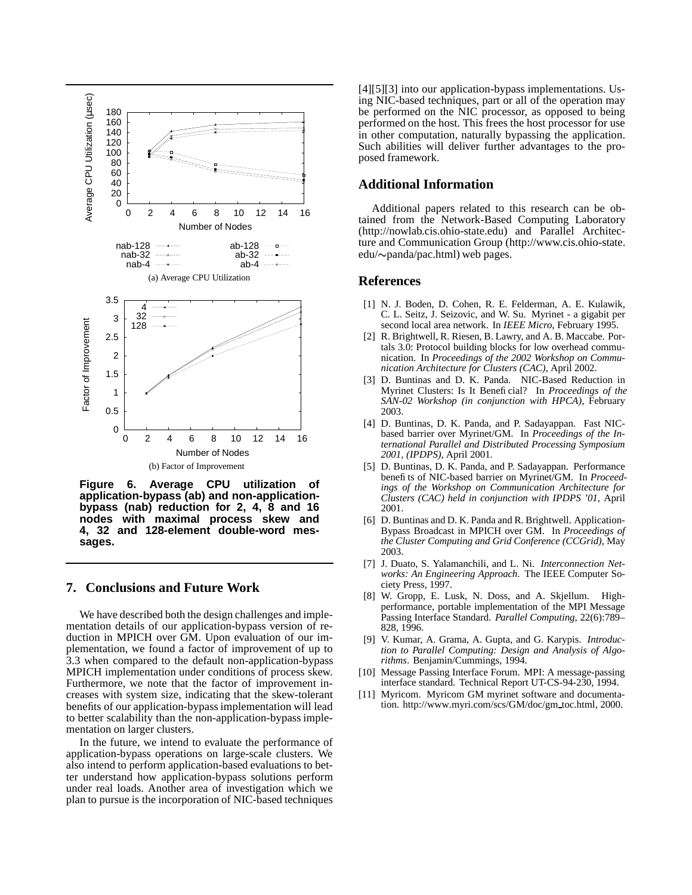Average CPU Utilization (μsec)

180
160
140
120
100
80
60
40
20
0

0 2 4 6 8 10 12 14 16

Number of Nodes

nab-128
nab-32
nab-4
ab-128
ab-32
ab-4

(a) Average CPU Utilization

Factor of Improvement

3.5
3
2.5
2
1.5
1
0.5
0

0 2 4 6 8 10 12 14 16

Number of Nodes

4
32
128

(b) Factor of Improvement

**Figure 6. Average CPU utilization of application-bypass (ab) and non-application-bypass (nab) reduction for 2, 4, 8 and 16 nodes with maximal process skew and 4, 32 and 128-element double-word messages.**

## 7. Conclusions and Future Work

We have described both the design challenges and implementation details of our application-bypass version of reduction in MPICH over GM. Upon evaluation of our implementation, we found a factor of improvement of up to 3.3 when compared to the default non-application-bypass MPICH implementation under conditions of process skew. Furthermore, we note that the factor of improvement increases with system size, indicating that the skew-tolerant benefits of our application-bypass implementation will lead to better scalability than the non-application-bypass implementation on larger clusters.

In the future, we intend to evaluate the performance of application-bypass operations on large-scale clusters. We also intend to perform application-based evaluations to better understand how application-bypass solutions perform under real loads. Another area of investigation which we plan to pursue is the incorporation of NIC-based techniques [4][5][3] into our application-bypass implementations. Using NIC-based techniques, part or all of the operation may be performed on the NIC processor, as opposed to being performed on the host. This frees the host processor for use in other computation, naturally bypassing the application. Such abilities will deliver further advantages to the proposed framework.

## Additional Information

Additional papers related to this research can be obtained from the Network-Based Computing Laboratory (http://nowlab.cis.ohio-state.edu) and Parallel Architecture and Communication Group (http://www.cis.ohio-state.edu/∼panda/pac.html) web pages.

## References

[1] N. J. Boden, D. Cohen, R. E. Felderman, A. E. Kulawik, C. L. Seitz, J. Seizovic, and W. Su. Myrinet - a gigabit per second local area network. In *IEEE Micro*, February 1995.

[2] R. Brightwell, R. Riesen, B. Lawry, and A. B. Maccabe. Portals 3.0: Protocol building blocks for low overhead communication. In *Proceedings of the 2002 Workshop on Communication Architecture for Clusters (CAC)*, April 2002.

[3] D. Buntinas and D. K. Panda. NIC-Based Reduction in Myrinet Clusters: Is It Beneficial? In *Proceedings of the SAN-02 Workshop (in conjunction with HPCA)*, February 2003.

[4] D. Buntinas, D. K. Panda, and P. Sadayappan. Fast NIC-based barrier over Myrinet/GM. In *Proceedings of the International Parallel and Distributed Processing Symposium 2001, (IPDPS)*, April 2001.

[5] D. Buntinas, D. K. Panda, and P. Sadayappan. Performance benefits of NIC-based barrier on Myrinet/GM. In *Proceedings of the Workshop on Communication Architecture for Clusters (CAC) held in conjunction with IPDPS '01*, April 2001.

[6] D. Buntinas and D. K. Panda and R. Brightwell. Application-Bypass Broadcast in MPICH over GM. In *Proceedings of the Cluster Computing and Grid Conference (CCGrid)*, May 2003.

[7] J. Duato, S. Yalamanchili, and L. Ni. *Interconnection Networks: An Engineering Approach*. The IEEE Computer Society Press, 1997.

[8] W. Gropp, E. Lusk, N. Doss, and A. Skjellum. High-performance, portable implementation of the MPI Message Passing Interface Standard. *Parallel Computing*, 22(6):789–828, 1996.

[9] V. Kumar, A. Grama, A. Gupta, and G. Karypis. *Introduction to Parallel Computing: Design and Analysis of Algorithms*. Benjamin/Cummings, 1994.

[10] Message Passing Interface Forum. MPI: A message-passing interface standard. Technical Report UT-CS-94-230, 1994.

[11] Myricom. Myricom GM myrinet software and documentation. http://www.myri.com/scs/GM/doc/gm_toc.html, 2000.